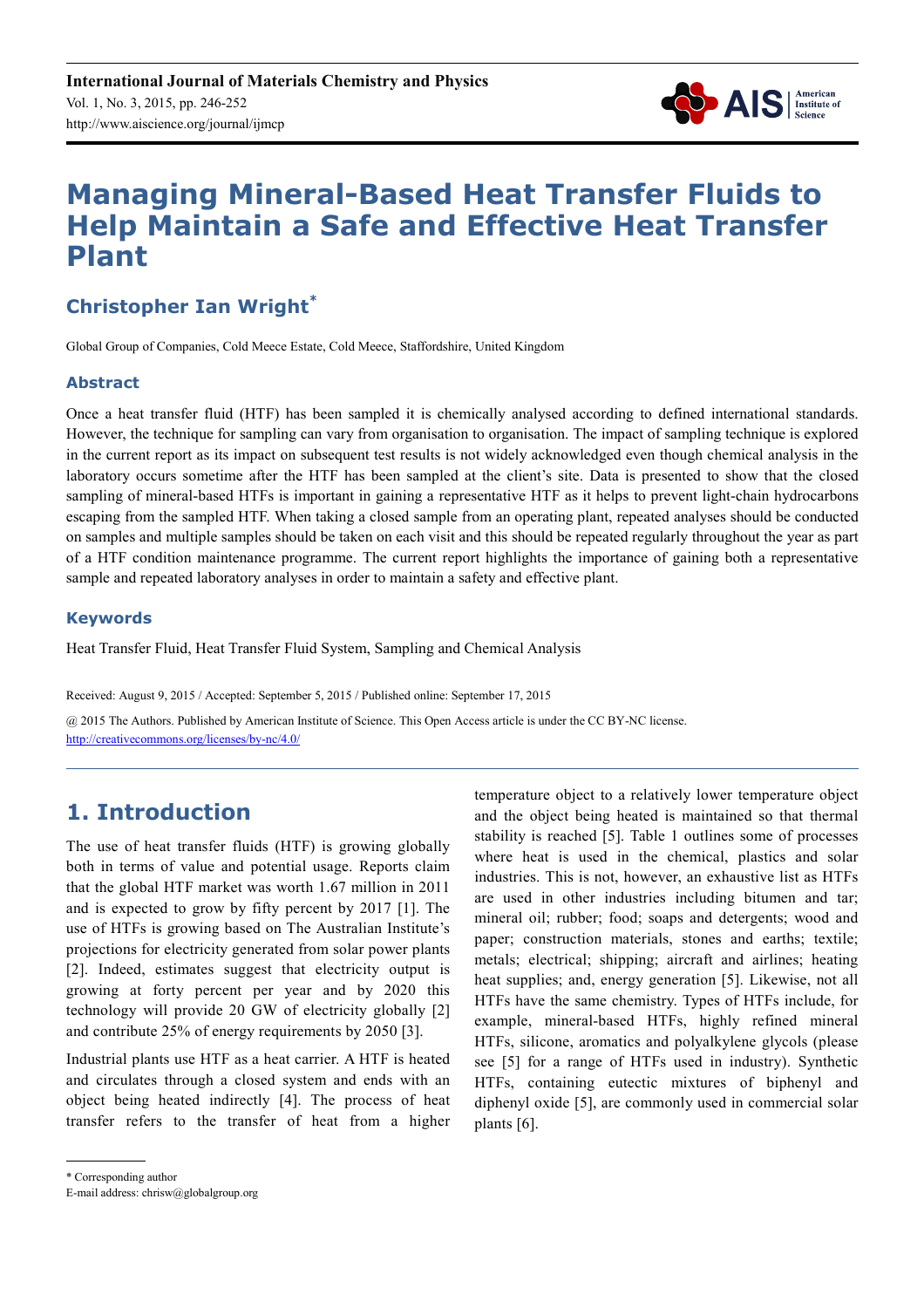# Managing Mineral-Based Heat Transfer Fluids to Help Maintain a Safe and Effective Heat Transfer Plant

## Christopher Ian Wright*

Global Group of Companies, Cold Meece Estate, Cold Meece, Staffordshire, United Kingdom

### Abstract

Once a heat transfer fluid (HTF) has been sampled it is chemically analysed according to defined international standards. However, the technique for sampling can vary from organisation to organisation. The impact of sampling technique is explored in the current report as its impact on subsequent test results is not widely acknowledged even though chemical analysis in the laboratory occurs sometime after the HTF has been sampled at the client's site. Data is presented to show that the closed sampling of mineral-based HTFs is important in gaining a representative HTF as it helps to prevent light-chain hydrocarbons escaping from the sampled HTF. When taking a closed sample from an operating plant, repeated analyses should be conducted on samples and multiple samples should be taken on each visit and this should be repeated regularly throughout the year as part of a HTF condition maintenance programme. The current report highlights the importance of gaining both a representative sample and repeated laboratory analyses in order to maintain a safety and effective plant.

### Keywords

Heat Transfer Fluid, Heat Transfer Fluid System, Sampling and Chemical Analysis

Received: August 9, 2015 / Accepted: September 5, 2015 / Published online: September 17, 2015

@ 2015 The Authors. Published by American Institute of Science. This Open Access article is under the CC BY-NC license. http://creativecommons.org/licenses/by-nc/4.0/

## 1. Introduction

The use of heat transfer fluids (HTF) is growing globally both in terms of value and potential usage. Reports claim that the global HTF market was worth 1.67 million in 2011 and is expected to grow by fifty percent by 2017 [1]. The use of HTFs is growing based on The Australian Institute's projections for electricity generated from solar power plants [2]. Indeed, estimates suggest that electricity output is growing at forty percent per year and by 2020 this technology will provide 20 GW of electricity globally [2] and contribute 25% of energy requirements by 2050 [3].

Industrial plants use HTF as a heat carrier. A HTF is heated and circulates through a closed system and ends with an object being heated indirectly [4]. The process of heat transfer refers to the transfer of heat from a higher temperature object to a relatively lower temperature object and the object being heated is maintained so that thermal stability is reached [5]. Table 1 outlines some of processes where heat is used in the chemical, plastics and solar industries. This is not, however, an exhaustive list as HTFs are used in other industries including bitumen and tar; mineral oil; rubber; food; soaps and detergents; wood and paper; construction materials, stones and earths; textile; metals; electrical; shipping; aircraft and airlines; heating heat supplies; and, energy generation [5]. Likewise, not all HTFs have the same chemistry. Types of HTFs include, for example, mineral-based HTFs, highly refined mineral HTFs, silicone, aromatics and polyalkylene glycols (please see [5] for a range of HTFs used in industry). Synthetic HTFs, containing eutectic mixtures of biphenyl and diphenyl oxide [5], are commonly used in commercial solar plants [6].

* Corresponding author
E-mail address: chrisw@globalgroup.org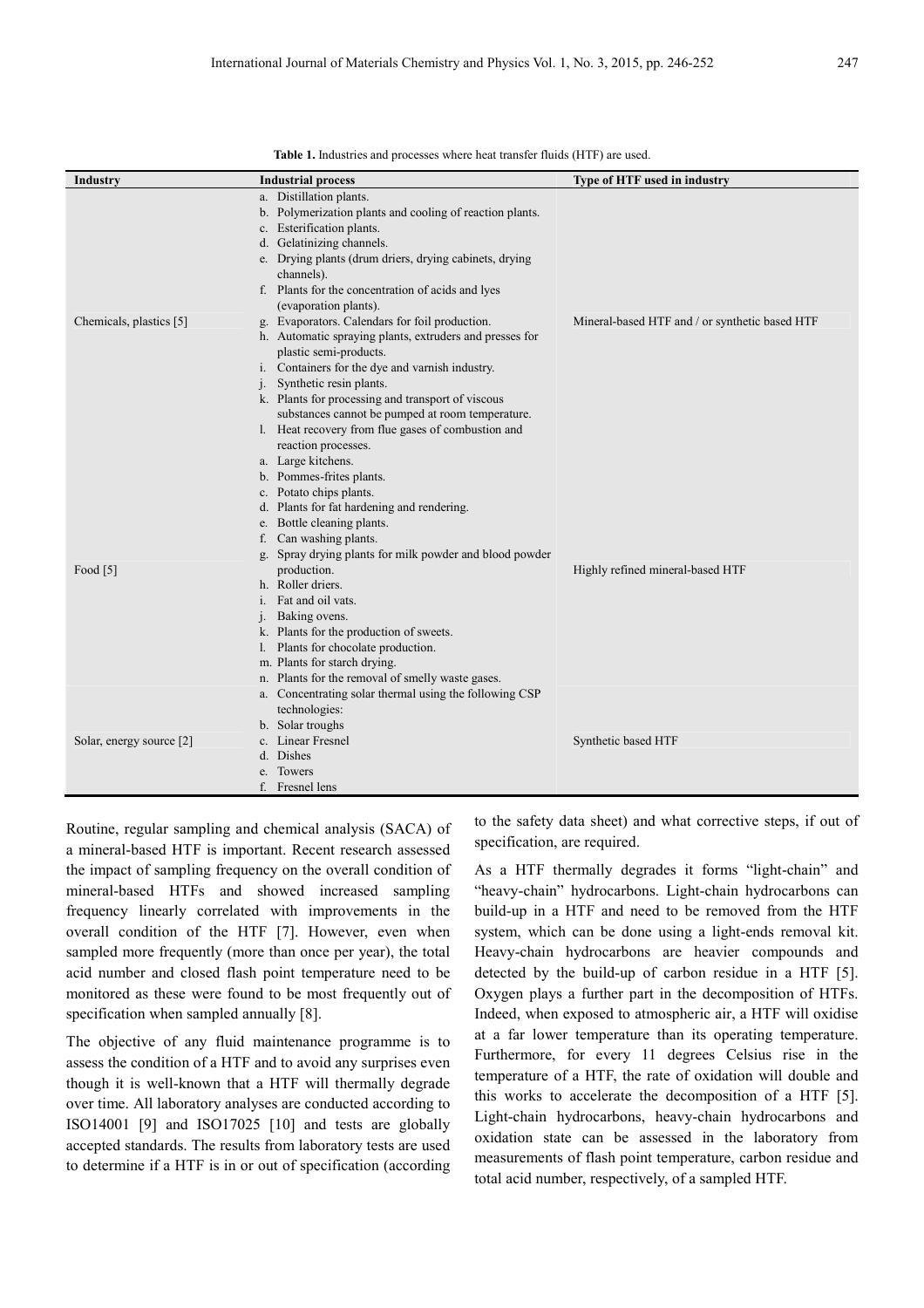**Table 1.** Industries and processes where heat transfer fluids (HTF) are used.

| Industry | Industrial process | Type of HTF used in industry |
|---|---|---|
| Chemicals, plastics [5] | a. Distillation plants.<br>b. Polymerization plants and cooling of reaction plants.<br>c. Esterification plants.<br>d. Gelatinizing channels.<br>e. Drying plants (drum driers, drying cabinets, drying channels).<br>f. Plants for the concentration of acids and lyes (evaporation plants).<br>g. Evaporators. Calendars for foil production.<br>h. Automatic spraying plants, extruders and presses for plastic semi-products.<br>i. Containers for the dye and varnish industry.<br>j. Synthetic resin plants.<br>k. Plants for processing and transport of viscous substances cannot be pumped at room temperature.<br>l. Heat recovery from flue gases of combustion and reaction processes. | Mineral-based HTF and / or synthetic based HTF |
| Food [5] | a. Large kitchens.<br>b. Pommes-frites plants.<br>c. Potato chips plants.<br>d. Plants for fat hardening and rendering.<br>e. Bottle cleaning plants.<br>f. Can washing plants.<br>g. Spray drying plants for milk powder and blood powder production.<br>h. Roller driers.<br>i. Fat and oil vats.<br>j. Baking ovens.<br>k. Plants for the production of sweets.<br>l. Plants for chocolate production.<br>m. Plants for starch drying.<br>n. Plants for the removal of smelly waste gases. | Highly refined mineral-based HTF |
| Solar, energy source [2] | a. Concentrating solar thermal using the following CSP technologies:<br>b. Solar troughs<br>c. Linear Fresnel<br>d. Dishes<br>e. Towers<br>f. Fresnel lens | Synthetic based HTF |

Routine, regular sampling and chemical analysis (SACA) of a mineral-based HTF is important. Recent research assessed the impact of sampling frequency on the overall condition of mineral-based HTFs and showed increased sampling frequency linearly correlated with improvements in the overall condition of the HTF [7]. However, even when sampled more frequently (more than once per year), the total acid number and closed flash point temperature need to be monitored as these were found to be most frequently out of specification when sampled annually [8].

The objective of any fluid maintenance programme is to assess the condition of a HTF and to avoid any surprises even though it is well-known that a HTF will thermally degrade over time. All laboratory analyses are conducted according to ISO14001 [9] and ISO17025 [10] and tests are globally accepted standards. The results from laboratory tests are used to determine if a HTF is in or out of specification (according to the safety data sheet) and what corrective steps, if out of specification, are required.

As a HTF thermally degrades it forms "light-chain" and "heavy-chain" hydrocarbons. Light-chain hydrocarbons can build-up in a HTF and need to be removed from the HTF system, which can be done using a light-ends removal kit. Heavy-chain hydrocarbons are heavier compounds and detected by the build-up of carbon residue in a HTF [5]. Oxygen plays a further part in the decomposition of HTFs. Indeed, when exposed to atmospheric air, a HTF will oxidise at a far lower temperature than its operating temperature. Furthermore, for every 11 degrees Celsius rise in the temperature of a HTF, the rate of oxidation will double and this works to accelerate the decomposition of a HTF [5]. Light-chain hydrocarbons, heavy-chain hydrocarbons and oxidation state can be assessed in the laboratory from measurements of flash point temperature, carbon residue and total acid number, respectively, of a sampled HTF.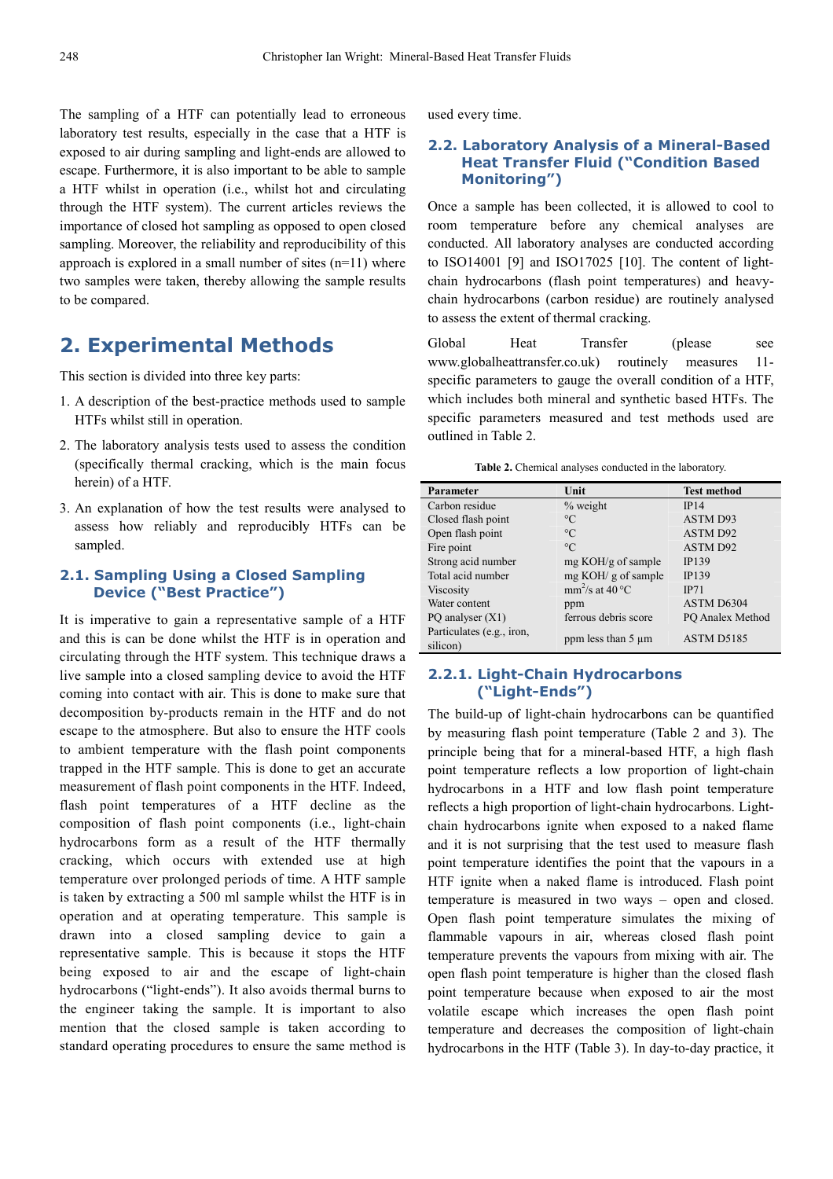The sampling of a HTF can potentially lead to erroneous laboratory test results, especially in the case that a HTF is exposed to air during sampling and light-ends are allowed to escape. Furthermore, it is also important to be able to sample a HTF whilst in operation (i.e., whilst hot and circulating through the HTF system). The current articles reviews the importance of closed hot sampling as opposed to open closed sampling. Moreover, the reliability and reproducibility of this approach is explored in a small number of sites (n=11) where two samples were taken, thereby allowing the sample results to be compared.

## 2. Experimental Methods

This section is divided into three key parts:

1. A description of the best-practice methods used to sample HTFs whilst still in operation.
2. The laboratory analysis tests used to assess the condition (specifically thermal cracking, which is the main focus herein) of a HTF.
3. An explanation of how the test results were analysed to assess how reliably and reproducibly HTFs can be sampled.

### 2.1. Sampling Using a Closed Sampling Device ("Best Practice")

It is imperative to gain a representative sample of a HTF and this is can be done whilst the HTF is in operation and circulating through the HTF system. This technique draws a live sample into a closed sampling device to avoid the HTF coming into contact with air. This is done to make sure that decomposition by-products remain in the HTF and do not escape to the atmosphere. But also to ensure the HTF cools to ambient temperature with the flash point components trapped in the HTF sample. This is done to get an accurate measurement of flash point components in the HTF. Indeed, flash point temperatures of a HTF decline as the composition of flash point components (i.e., light-chain hydrocarbons form as a result of the HTF thermally cracking, which occurs with extended use at high temperature over prolonged periods of time. A HTF sample is taken by extracting a 500 ml sample whilst the HTF is in operation and at operating temperature. This sample is drawn into a closed sampling device to gain a representative sample. This is because it stops the HTF being exposed to air and the escape of light-chain hydrocarbons ("light-ends"). It also avoids thermal burns to the engineer taking the sample. It is important to also mention that the closed sample is taken according to standard operating procedures to ensure the same method is used every time.

### 2.2. Laboratory Analysis of a Mineral-Based Heat Transfer Fluid ("Condition Based Monitoring")

Once a sample has been collected, it is allowed to cool to room temperature before any chemical analyses are conducted. All laboratory analyses are conducted according to ISO14001 [9] and ISO17025 [10]. The content of light-chain hydrocarbons (flash point temperatures) and heavy-chain hydrocarbons (carbon residue) are routinely analysed to assess the extent of thermal cracking.

Global Heat Transfer (please see www.globalheattransfer.co.uk) routinely measures 11-specific parameters to gauge the overall condition of a HTF, which includes both mineral and synthetic based HTFs. The specific parameters measured and test methods used are outlined in Table 2.

**Table 2.** Chemical analyses conducted in the laboratory.

| Parameter | Unit | Test method |
|---|---|---|
| Carbon residue | % weight | IP14 |
| Closed flash point | °C | ASTM D93 |
| Open flash point | °C | ASTM D92 |
| Fire point | °C | ASTM D92 |
| Strong acid number | mg KOH/g of sample | IP139 |
| Total acid number | mg KOH/ g of sample | IP139 |
| Viscosity | $mm^2/s$ at 40 °C | IP71 |
| Water content | ppm | ASTM D6304 |
| PQ analyser (X1) | ferrous debris score | PQ Analex Method |
| Particulates (e.g., iron, silicon) | ppm less than 5 µm | ASTM D5185 |

#### 2.2.1. Light-Chain Hydrocarbons ("Light-Ends")

The build-up of light-chain hydrocarbons can be quantified by measuring flash point temperature (Table 2 and 3). The principle being that for a mineral-based HTF, a high flash point temperature reflects a low proportion of light-chain hydrocarbons in a HTF and low flash point temperature reflects a high proportion of light-chain hydrocarbons. Light-chain hydrocarbons ignite when exposed to a naked flame and it is not surprising that the test used to measure flash point temperature identifies the point that the vapours in a HTF ignite when a naked flame is introduced. Flash point temperature is measured in two ways – open and closed. Open flash point temperature simulates the mixing of flammable vapours in air, whereas closed flash point temperature prevents the vapours from mixing with air. The open flash point temperature is higher than the closed flash point temperature because when exposed to air the most volatile escape which increases the open flash point temperature and decreases the composition of light-chain hydrocarbons in the HTF (Table 3). In day-to-day practice, it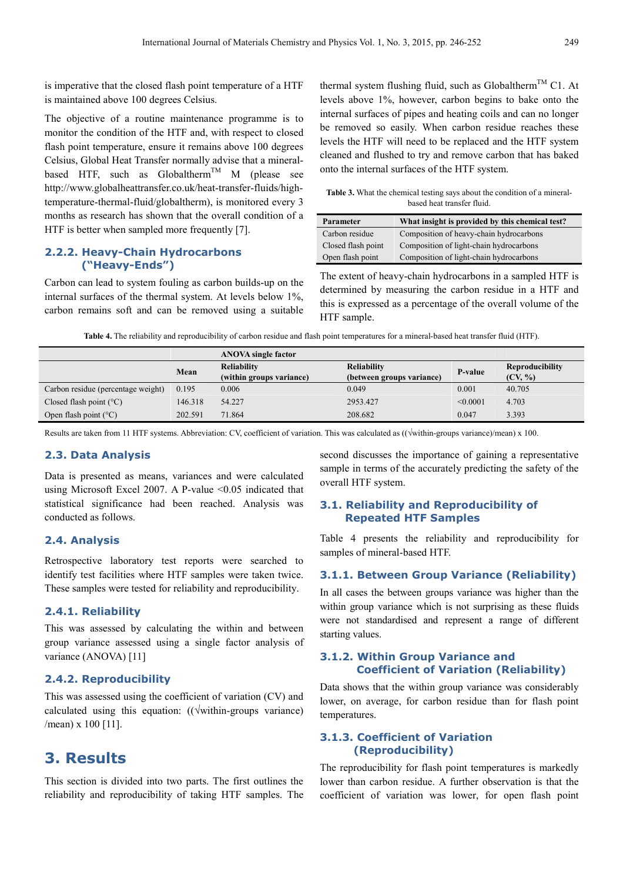is imperative that the closed flash point temperature of a HTF is maintained above 100 degrees Celsius.

The objective of a routine maintenance programme is to monitor the condition of the HTF and, with respect to closed flash point temperature, ensure it remains above 100 degrees Celsius, Global Heat Transfer normally advise that a mineral-based HTF, such as Globaltherm™ M (please see http://www.globalheattransfer.co.uk/heat-transfer-fluids/high-temperature-thermal-fluid/globaltherm), is monitored every 3 months as research has shown that the overall condition of a HTF is better when sampled more frequently [7].

### 2.2.2. Heavy-Chain Hydrocarbons ("Heavy-Ends")

Carbon can lead to system fouling as carbon builds-up on the internal surfaces of the thermal system. At levels below 1%, carbon remains soft and can be removed using a suitable thermal system flushing fluid, such as Globaltherm™ C1. At levels above 1%, however, carbon begins to bake onto the internal surfaces of pipes and heating coils and can no longer be removed so easily. When carbon residue reaches these levels the HTF will need to be replaced and the HTF system cleaned and flushed to try and remove carbon that has baked onto the internal surfaces of the HTF system.

**Table 3.** What the chemical testing says about the condition of a mineral-based heat transfer fluid.

| Parameter | What insight is provided by this chemical test? |
|---|---|
| Carbon residue | Composition of heavy-chain hydrocarbons |
| Closed flash point | Composition of light-chain hydrocarbons |
| Open flash point | Composition of light-chain hydrocarbons |

The extent of heavy-chain hydrocarbons in a sampled HTF is determined by measuring the carbon residue in a HTF and this is expressed as a percentage of the overall volume of the HTF sample.

**Table 4.** The reliability and reproducibility of carbon residue and flash point temperatures for a mineral-based heat transfer fluid (HTF).

| | ANOVA single factor | | | | |
|---|---|---|---|---|---|
| | Mean | Reliability (within groups variance) | Reliability (between groups variance) | P-value | Reproducibility (CV, %) |
| Carbon residue (percentage weight) | 0.195 | 0.006 | 0.049 | 0.001 | 40.705 |
| Closed flash point (°C) | 146.318 | 54.227 | 2953.427 | <0.0001 | 4.703 |
| Open flash point (°C) | 202.591 | 71.864 | 208.682 | 0.047 | 3.393 |

Results are taken from 11 HTF systems. Abbreviation: CV, coefficient of variation. This was calculated as ((√within-groups variance)/mean) x 100.

## 2.3. Data Analysis

Data is presented as means, variances and were calculated using Microsoft Excel 2007. A P-value <0.05 indicated that statistical significance had been reached. Analysis was conducted as follows.

## 2.4. Analysis

Retrospective laboratory test reports were searched to identify test facilities where HTF samples were taken twice. These samples were tested for reliability and reproducibility.

### 2.4.1. Reliability

This was assessed by calculating the within and between group variance assessed using a single factor analysis of variance (ANOVA) [11]

### 2.4.2. Reproducibility

This was assessed using the coefficient of variation (CV) and calculated using this equation: ((√within-groups variance) /mean) x 100 [11].

# 3. Results

This section is divided into two parts. The first outlines the reliability and reproducibility of taking HTF samples. The second discusses the importance of gaining a representative sample in terms of the accurately predicting the safety of the overall HTF system.

## 3.1. Reliability and Reproducibility of Repeated HTF Samples

Table 4 presents the reliability and reproducibility for samples of mineral-based HTF.

### 3.1.1. Between Group Variance (Reliability)

In all cases the between groups variance was higher than the within group variance which is not surprising as these fluids were not standardised and represent a range of different starting values.

### 3.1.2. Within Group Variance and Coefficient of Variation (Reliability)

Data shows that the within group variance was considerably lower, on average, for carbon residue than for flash point temperatures.

### 3.1.3. Coefficient of Variation (Reproducibility)

The reproducibility for flash point temperatures is markedly lower than carbon residue. A further observation is that the coefficient of variation was lower, for open flash point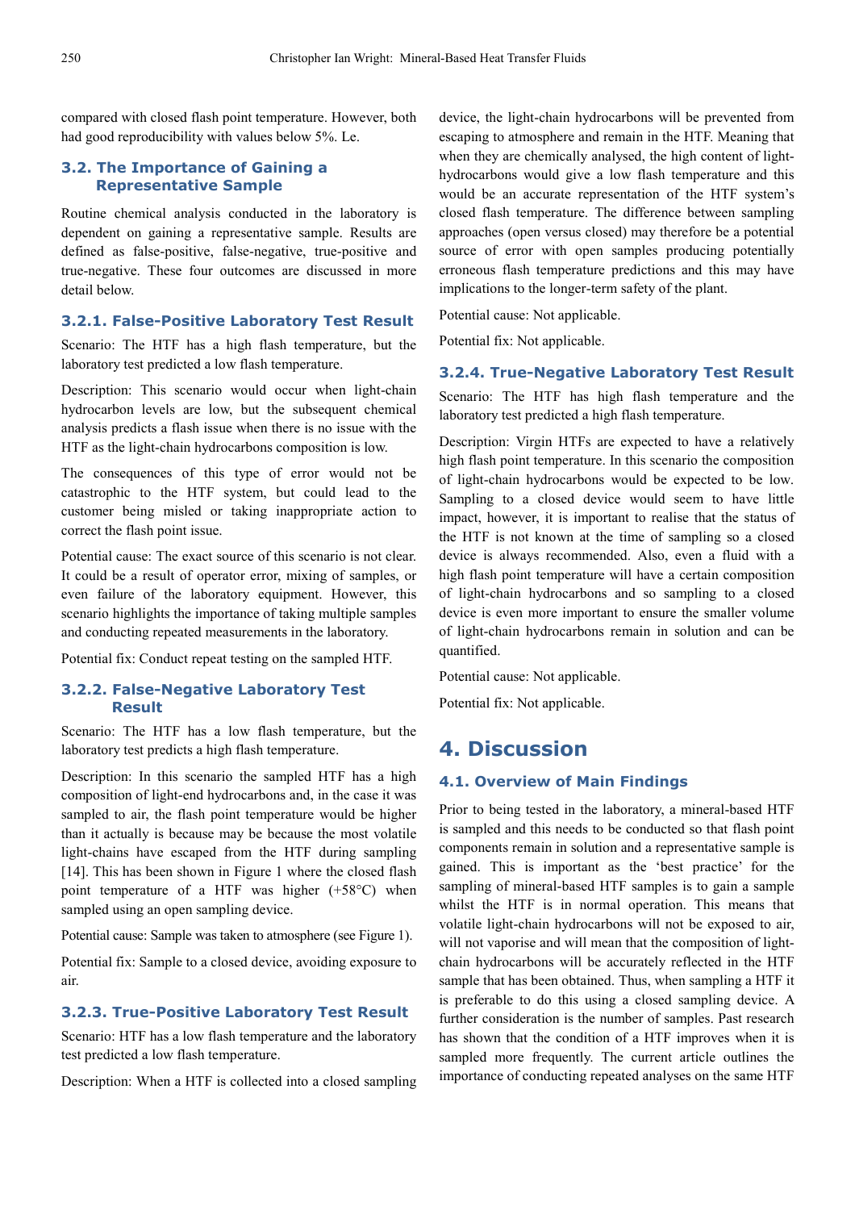compared with closed flash point temperature. However, both had good reproducibility with values below 5%. Le.

## 3.2. The Importance of Gaining a Representative Sample

Routine chemical analysis conducted in the laboratory is dependent on gaining a representative sample. Results are defined as false-positive, false-negative, true-positive and true-negative. These four outcomes are discussed in more detail below.

### 3.2.1. False-Positive Laboratory Test Result

Scenario: The HTF has a high flash temperature, but the laboratory test predicted a low flash temperature.

Description: This scenario would occur when light-chain hydrocarbon levels are low, but the subsequent chemical analysis predicts a flash issue when there is no issue with the HTF as the light-chain hydrocarbons composition is low.

The consequences of this type of error would not be catastrophic to the HTF system, but could lead to the customer being misled or taking inappropriate action to correct the flash point issue.

Potential cause: The exact source of this scenario is not clear. It could be a result of operator error, mixing of samples, or even failure of the laboratory equipment. However, this scenario highlights the importance of taking multiple samples and conducting repeated measurements in the laboratory.

Potential fix: Conduct repeat testing on the sampled HTF.

### 3.2.2. False-Negative Laboratory Test Result

Scenario: The HTF has a low flash temperature, but the laboratory test predicts a high flash temperature.

Description: In this scenario the sampled HTF has a high composition of light-end hydrocarbons and, in the case it was sampled to air, the flash point temperature would be higher than it actually is because may be because the most volatile light-chains have escaped from the HTF during sampling [14]. This has been shown in Figure 1 where the closed flash point temperature of a HTF was higher (+58°C) when sampled using an open sampling device.

Potential cause: Sample was taken to atmosphere (see Figure 1).

Potential fix: Sample to a closed device, avoiding exposure to air.

### 3.2.3. True-Positive Laboratory Test Result

Scenario: HTF has a low flash temperature and the laboratory test predicted a low flash temperature.

Description: When a HTF is collected into a closed sampling device, the light-chain hydrocarbons will be prevented from escaping to atmosphere and remain in the HTF. Meaning that when they are chemically analysed, the high content of light-hydrocarbons would give a low flash temperature and this would be an accurate representation of the HTF system's closed flash temperature. The difference between sampling approaches (open versus closed) may therefore be a potential source of error with open samples producing potentially erroneous flash temperature predictions and this may have implications to the longer-term safety of the plant.

Potential cause: Not applicable.

Potential fix: Not applicable.

### 3.2.4. True-Negative Laboratory Test Result

Scenario: The HTF has high flash temperature and the laboratory test predicted a high flash temperature.

Description: Virgin HTFs are expected to have a relatively high flash point temperature. In this scenario the composition of light-chain hydrocarbons would be expected to be low. Sampling to a closed device would seem to have little impact, however, it is important to realise that the status of the HTF is not known at the time of sampling so a closed device is always recommended. Also, even a fluid with a high flash point temperature will have a certain composition of light-chain hydrocarbons and so sampling to a closed device is even more important to ensure the smaller volume of light-chain hydrocarbons remain in solution and can be quantified.

Potential cause: Not applicable.

Potential fix: Not applicable.

# 4. Discussion

## 4.1. Overview of Main Findings

Prior to being tested in the laboratory, a mineral-based HTF is sampled and this needs to be conducted so that flash point components remain in solution and a representative sample is gained. This is important as the 'best practice' for the sampling of mineral-based HTF samples is to gain a sample whilst the HTF is in normal operation. This means that volatile light-chain hydrocarbons will not be exposed to air, will not vaporise and will mean that the composition of light-chain hydrocarbons will be accurately reflected in the HTF sample that has been obtained. Thus, when sampling a HTF it is preferable to do this using a closed sampling device. A further consideration is the number of samples. Past research has shown that the condition of a HTF improves when it is sampled more frequently. The current article outlines the importance of conducting repeated analyses on the same HTF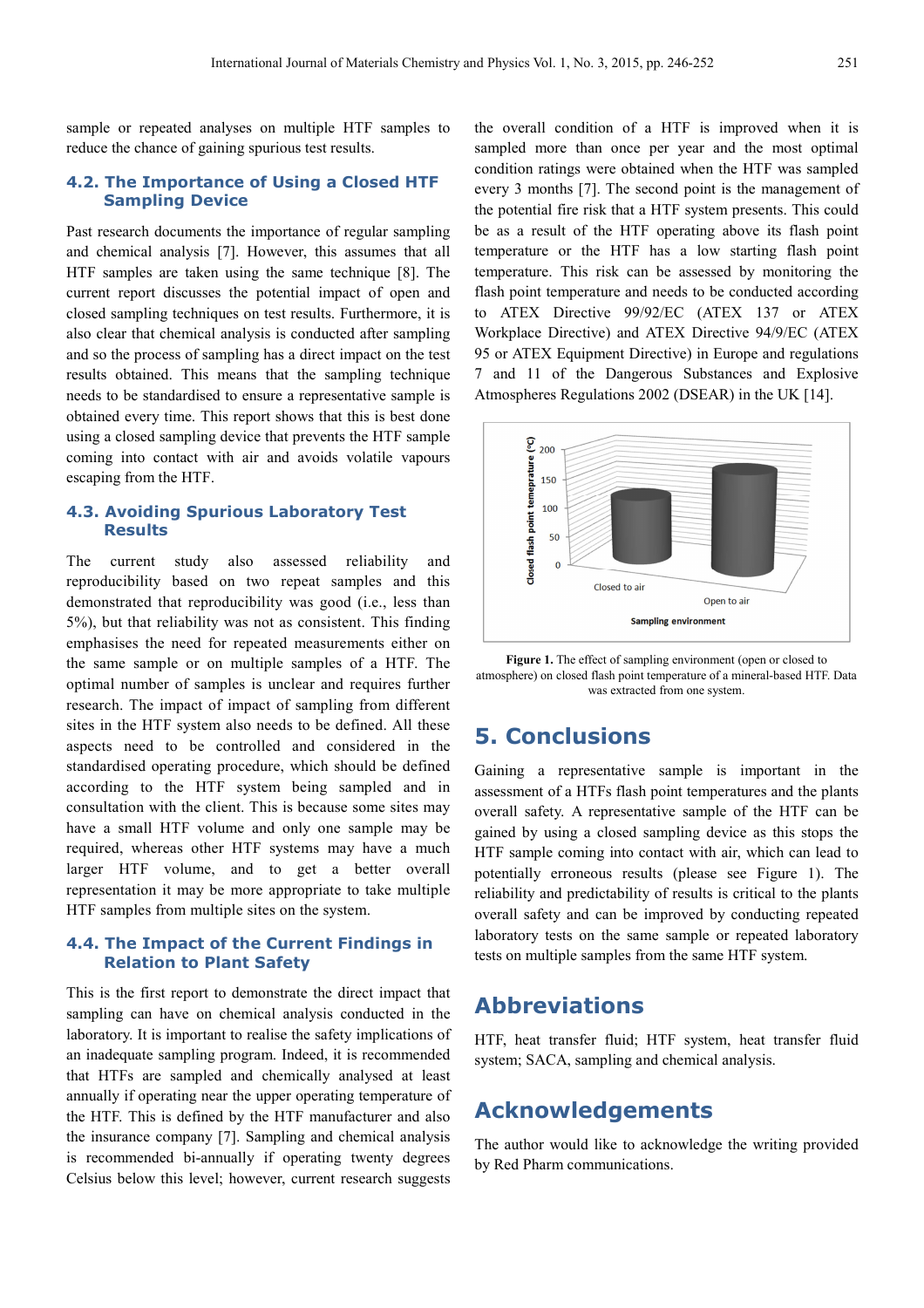sample or repeated analyses on multiple HTF samples to reduce the chance of gaining spurious test results.

### 4.2. The Importance of Using a Closed HTF Sampling Device

Past research documents the importance of regular sampling and chemical analysis [7]. However, this assumes that all HTF samples are taken using the same technique [8]. The current report discusses the potential impact of open and closed sampling techniques on test results. Furthermore, it is also clear that chemical analysis is conducted after sampling and so the process of sampling has a direct impact on the test results obtained. This means that the sampling technique needs to be standardised to ensure a representative sample is obtained every time. This report shows that this is best done using a closed sampling device that prevents the HTF sample coming into contact with air and avoids volatile vapours escaping from the HTF.

### 4.3. Avoiding Spurious Laboratory Test Results

The current study also assessed reliability and reproducibility based on two repeat samples and this demonstrated that reproducibility was good (i.e., less than 5%), but that reliability was not as consistent. This finding emphasises the need for repeated measurements either on the same sample or on multiple samples of a HTF. The optimal number of samples is unclear and requires further research. The impact of impact of sampling from different sites in the HTF system also needs to be defined. All these aspects need to be controlled and considered in the standardised operating procedure, which should be defined according to the HTF system being sampled and in consultation with the client. This is because some sites may have a small HTF volume and only one sample may be required, whereas other HTF systems may have a much larger HTF volume, and to get a better overall representation it may be more appropriate to take multiple HTF samples from multiple sites on the system.

### 4.4. The Impact of the Current Findings in Relation to Plant Safety

This is the first report to demonstrate the direct impact that sampling can have on chemical analysis conducted in the laboratory. It is important to realise the safety implications of an inadequate sampling program. Indeed, it is recommended that HTFs are sampled and chemically analysed at least annually if operating near the upper operating temperature of the HTF. This is defined by the HTF manufacturer and also the insurance company [7]. Sampling and chemical analysis is recommended bi-annually if operating twenty degrees Celsius below this level; however, current research suggests the overall condition of a HTF is improved when it is sampled more than once per year and the most optimal condition ratings were obtained when the HTF was sampled every 3 months [7]. The second point is the management of the potential fire risk that a HTF system presents. This could be as a result of the HTF operating above its flash point temperature or the HTF has a low starting flash point temperature. This risk can be assessed by monitoring the flash point temperature and needs to be conducted according to ATEX Directive 99/92/EC (ATEX 137 or ATEX Workplace Directive) and ATEX Directive 94/9/EC (ATEX 95 or ATEX Equipment Directive) in Europe and regulations 7 and 11 of the Dangerous Substances and Explosive Atmospheres Regulations 2002 (DSEAR) in the UK [14].

**Figure 1.** The effect of sampling environment (open or closed to atmosphere) on closed flash point temperature of a mineral-based HTF. Data was extracted from one system.

## 5. Conclusions

Gaining a representative sample is important in the assessment of a HTFs flash point temperatures and the plants overall safety. A representative sample of the HTF can be gained by using a closed sampling device as this stops the HTF sample coming into contact with air, which can lead to potentially erroneous results (please see Figure 1). The reliability and predictability of results is critical to the plants overall safety and can be improved by conducting repeated laboratory tests on the same sample or repeated laboratory tests on multiple samples from the same HTF system.

## Abbreviations

HTF, heat transfer fluid; HTF system, heat transfer fluid system; SACA, sampling and chemical analysis.

## Acknowledgements

The author would like to acknowledge the writing provided by Red Pharm communications.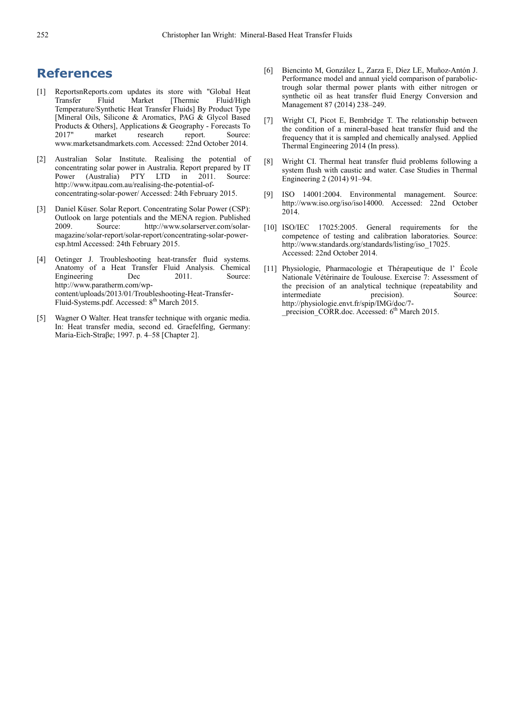# References

[1] ReportsnReports.com updates its store with "Global Heat Transfer Fluid Market [Thermic Fluid/High Temperature/Synthetic Heat Transfer Fluids] By Product Type [Mineral Oils, Silicone & Aromatics, PAG & Glycol Based Products & Others], Applications & Geography - Forecasts To 2017" market research report. Source: www.marketsandmarkets.com. Accessed: 22nd October 2014.

[2] Australian Solar Institute. Realising the potential of concentrating solar power in Australia. Report prepared by IT Power (Australia) PTY LTD in 2011. Source: http://www.itpau.com.au/realising-the-potential-of-concentrating-solar-power/ Accessed: 24th February 2015.

[3] Daniel Küser. Solar Report. Concentrating Solar Power (CSP): Outlook on large potentials and the MENA region. Published 2009. Source: http://www.solarserver.com/solar-magazine/solar-report/solar-report/concentrating-solar-power-csp.html Accessed: 24th February 2015.

[4] Oetinger J. Troubleshooting heat-transfer fluid systems. Anatomy of a Heat Transfer Fluid Analysis. Chemical Engineering Dec 2011. Source: http://www.paratherm.com/wp-content/uploads/2013/01/Troubleshooting-Heat-Transfer-Fluid-Systems.pdf. Accessed: 8th March 2015.

[5] Wagner O Walter. Heat transfer technique with organic media. In: Heat transfer media, second ed. Graefelfing, Germany: Maria-Eich-Straβe; 1997. p. 4–58 [Chapter 2].

[6] Biencinto M, González L, Zarza E, Díez LE, Muñoz-Antón J. Performance model and annual yield comparison of parabolic-trough solar thermal power plants with either nitrogen or synthetic oil as heat transfer fluid Energy Conversion and Management 87 (2014) 238–249.

[7] Wright CI, Picot E, Bembridge T. The relationship between the condition of a mineral-based heat transfer fluid and the frequency that it is sampled and chemically analysed. Applied Thermal Engineering 2014 (In press).

[8] Wright CI. Thermal heat transfer fluid problems following a system flush with caustic and water. Case Studies in Thermal Engineering 2 (2014) 91–94.

[9] ISO 14001:2004. Environmental management. Source: http://www.iso.org/iso/iso14000. Accessed: 22nd October 2014.

[10] ISO/IEC 17025:2005. General requirements for the competence of testing and calibration laboratories. Source: http://www.standards.org/standards/listing/iso_17025. Accessed: 22nd October 2014.

[11] Physiologie, Pharmacologie et Thérapeutique de l' École Nationale Vétérinaire de Toulouse. Exercise 7: Assessment of the precision of an analytical technique (repeatability and intermediate precision). Source: http://physiologie.envt.fr/spip/IMG/doc/7-_precision_CORR.doc. Accessed: 6th March 2015.